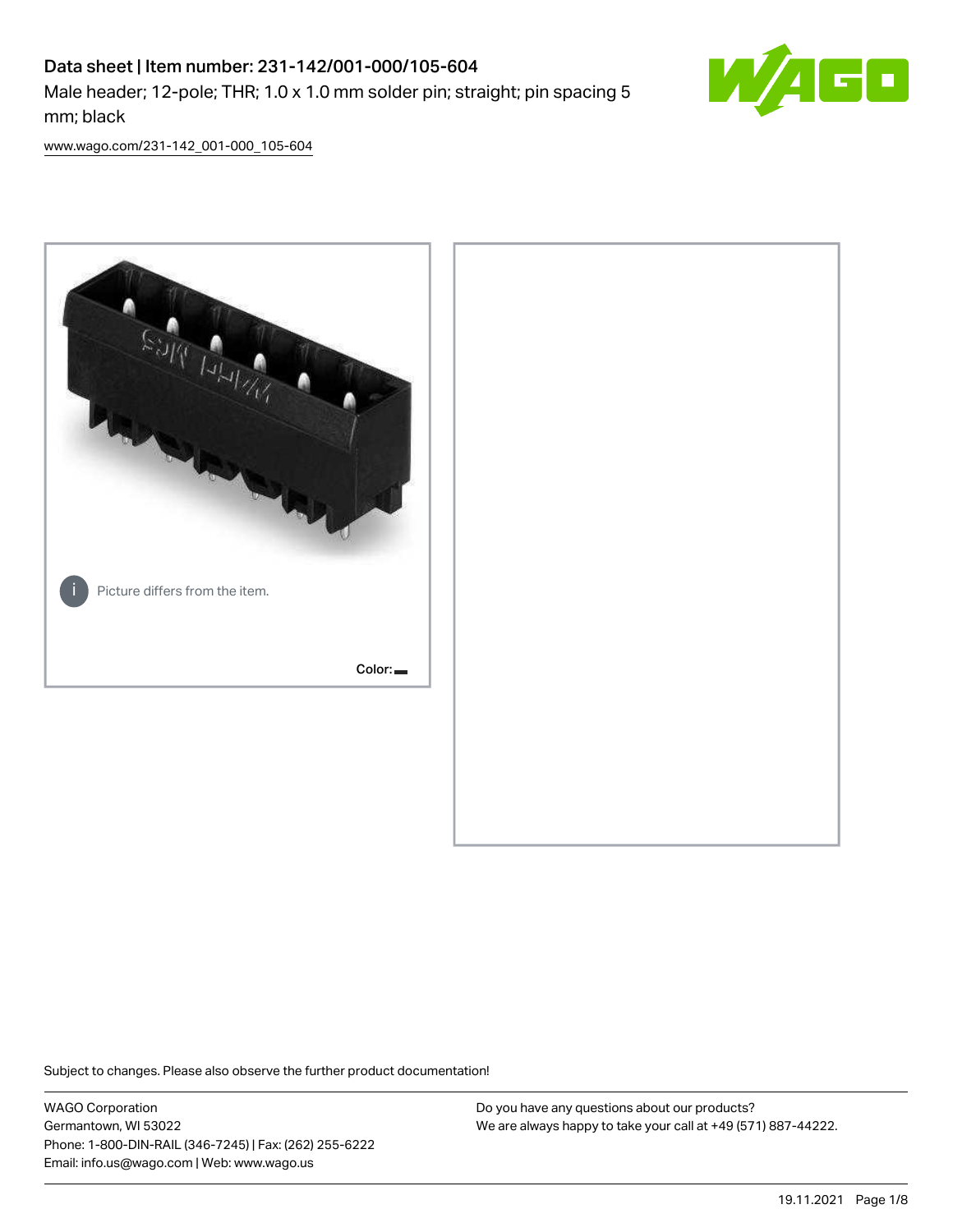# Data sheet | Item number: 231-142/001-000/105-604

Male header; 12-pole; THR; 1.0 x 1.0 mm solder pin; straight; pin spacing 5 mm; black

www.wago.com/231-142_001-000_105-604

Picture differs from the item.

Color:

Subject to changes. Please also observe the further product documentation!

WAGO Corporation
Germantown, WI 53022
Phone: 1-800-DIN-RAIL (346-7245) | Fax: (262) 255-6222
Email: info.us@wago.com | Web: www.wago.us

Do you have any questions about our products?
We are always happy to take your call at +49 (571) 887-44222.

19.11.2021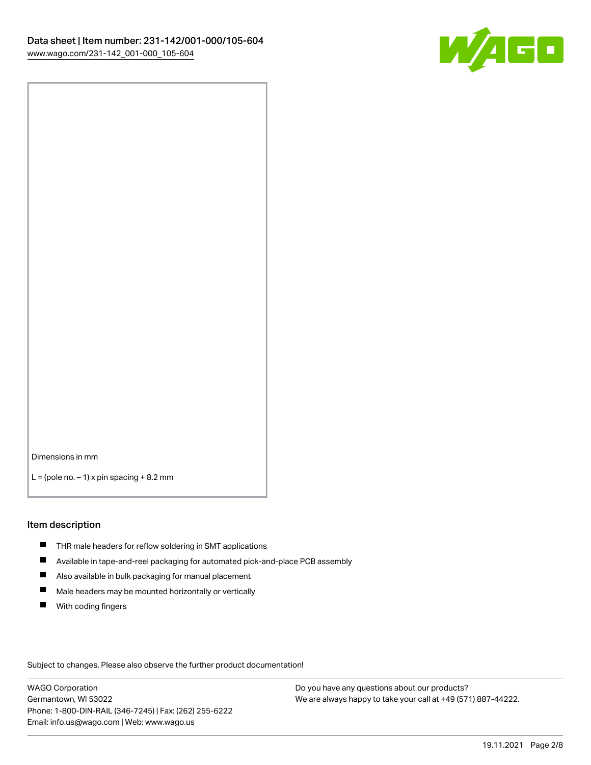Dimensions in mm

L = (pole no. – 1) x pin spacing + 8.2 mm

## Item description

- THR male headers for reflow soldering in SMT applications
- Available in tape-and-reel packaging for automated pick-and-place PCB assembly
- Also available in bulk packaging for manual placement
- Male headers may be mounted horizontally or vertically
- With coding fingers

Subject to changes. Please also observe the further product documentation!

WAGO Corporation
Germantown, WI 53022
Phone: 1-800-DIN-RAIL (346-7245) | Fax: (262) 255-6222
Email: info.us@wago.com | Web: www.wago.us

Do you have any questions about our products?
We are always happy to take your call at +49 (571) 887-44222.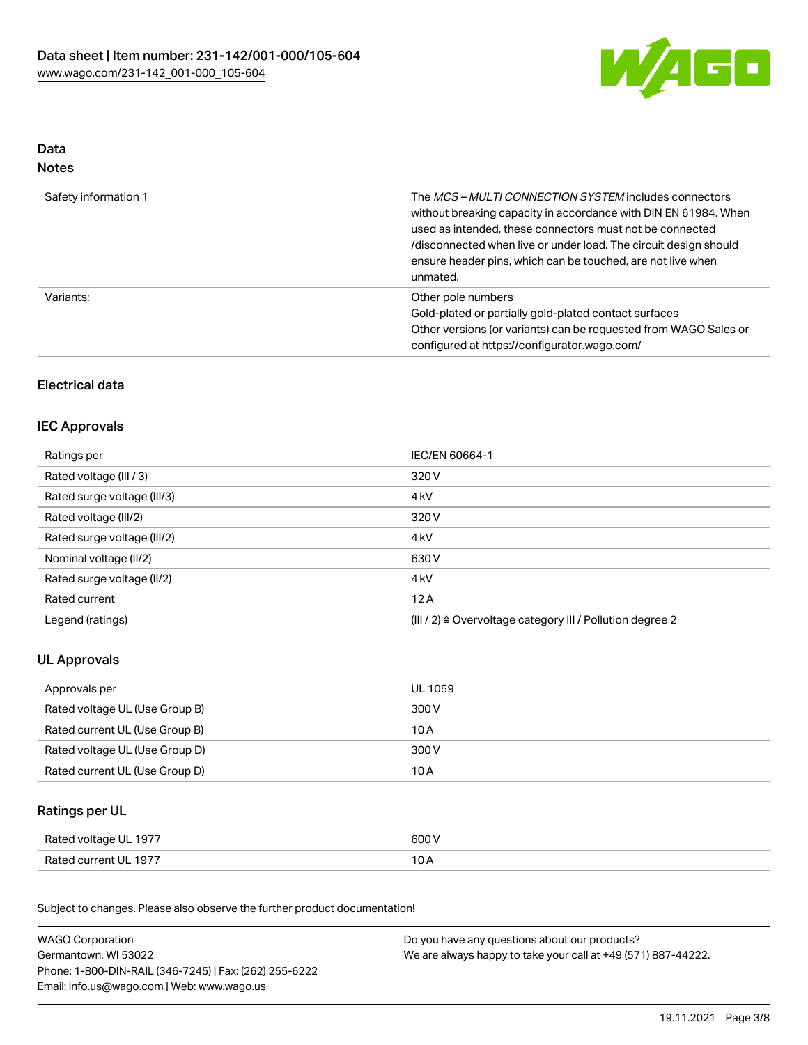## Data
### Notes

| | |
|---|---|
| Safety information 1 | The *MCS – MULTI CONNECTION SYSTEM* includes connectors without breaking capacity in accordance with DIN EN 61984. When used as intended, these connectors must not be connected /disconnected when live or under load. The circuit design should ensure header pins, which can be touched, are not live when unmated. |
| Variants: | Other pole numbers<br>Gold-plated or partially gold-plated contact surfaces<br>Other versions (or variants) can be requested from WAGO Sales or configured at https://configurator.wago.com/ |

## Electrical data

### IEC Approvals

| | |
|---|---|
| Ratings per | IEC/EN 60664-1 |
| Rated voltage (III / 3) | 320 V |
| Rated surge voltage (III/3) | 4 kV |
| Rated voltage (III/2) | 320 V |
| Rated surge voltage (III/2) | 4 kV |
| Nominal voltage (II/2) | 630 V |
| Rated surge voltage (II/2) | 4 kV |
| Rated current | 12 A |
| Legend (ratings) | (III / 2) ≙ Overvoltage category III / Pollution degree 2 |

### UL Approvals

| | |
|---|---|
| Approvals per | UL 1059 |
| Rated voltage UL (Use Group B) | 300 V |
| Rated current UL (Use Group B) | 10 A |
| Rated voltage UL (Use Group D) | 300 V |
| Rated current UL (Use Group D) | 10 A |

### Ratings per UL

| | |
|---|---|
| Rated voltage UL 1977 | 600 V |
| Rated current UL 1977 | 10 A |

Subject to changes. Please also observe the further product documentation!

WAGO Corporation
Germantown, WI 53022
Phone: 1-800-DIN-RAIL (346-7245) | Fax: (262) 255-6222
Email: info.us@wago.com | Web: www.wago.us

Do you have any questions about our products?
We are always happy to take your call at +49 (571) 887-44222.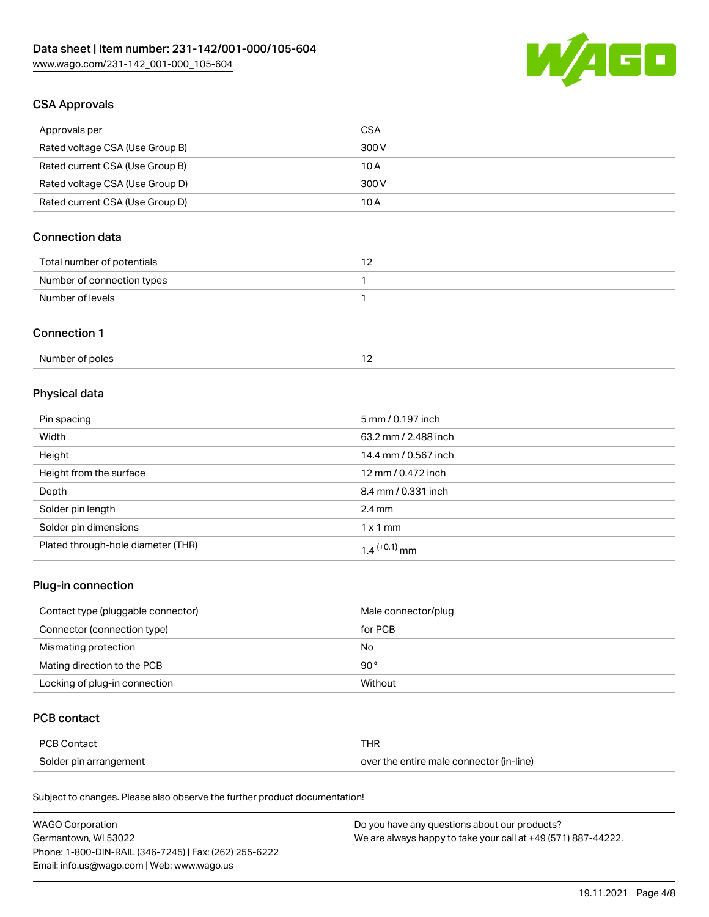## CSA Approvals

| Approvals per | CSA |
| --- | --- |
| Rated voltage CSA (Use Group B) | 300 V |
| Rated current CSA (Use Group B) | 10 A |
| Rated voltage CSA (Use Group D) | 300 V |
| Rated current CSA (Use Group D) | 10 A |

## Connection data

| Total number of potentials | 12 |
| --- | --- |
| Number of connection types | 1 |
| Number of levels | 1 |

## Connection 1

| Number of poles | 12 |
| --- | --- |

## Physical data

| Pin spacing | 5 mm / 0.197 inch |
| --- | --- |
| Width | 63.2 mm / 2.488 inch |
| Height | 14.4 mm / 0.567 inch |
| Height from the surface | 12 mm / 0.472 inch |
| Depth | 8.4 mm / 0.331 inch |
| Solder pin length | 2.4 mm |
| Solder pin dimensions | 1 x 1 mm |
| Plated through-hole diameter (THR) | $1.4^{(+0.1)}$ mm |

## Plug-in connection

| Contact type (pluggable connector) | Male connector/plug |
| --- | --- |
| Connector (connection type) | for PCB |
| Mismating protection | No |
| Mating direction to the PCB | 90° |
| Locking of plug-in connection | Without |

## PCB contact

| PCB Contact | THR |
| --- | --- |
| Solder pin arrangement | over the entire male connector (in-line) |

Subject to changes. Please also observe the further product documentation!

WAGO Corporation
Germantown, WI 53022
Phone: 1-800-DIN-RAIL (346-7245) | Fax: (262) 255-6222
Email: info.us@wago.com | Web: www.wago.us

Do you have any questions about our products?
We are always happy to take your call at +49 (571) 887-44222.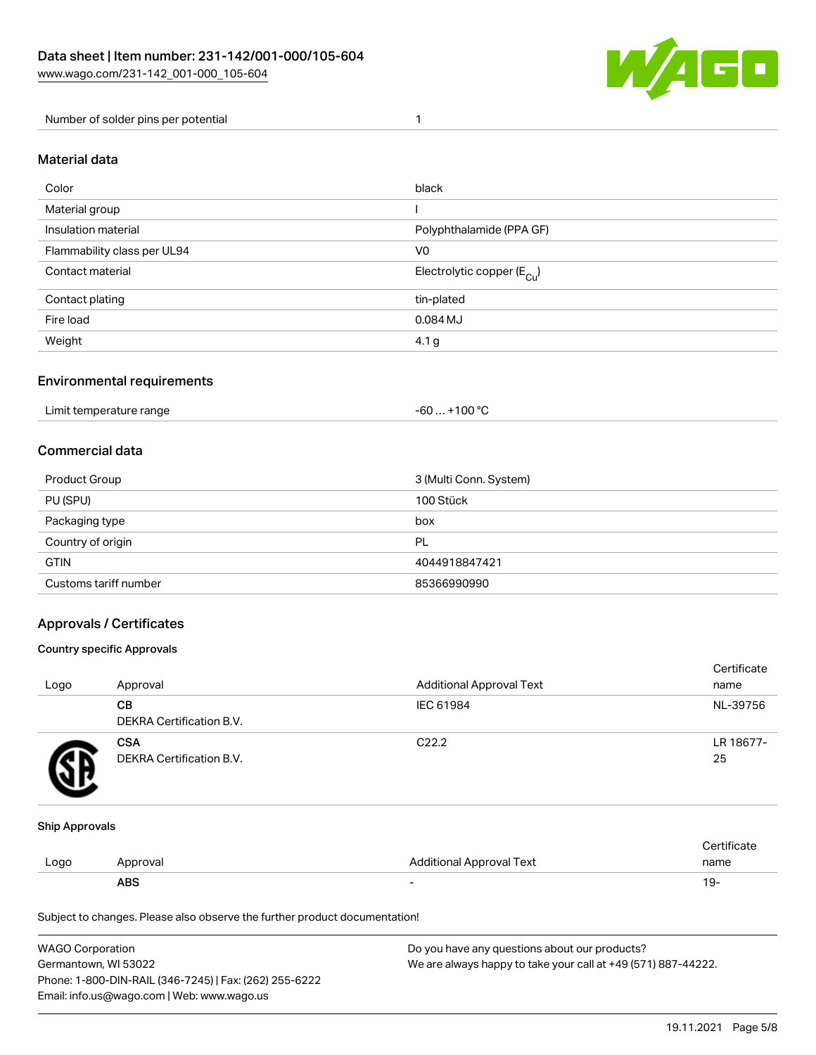| Number of solder pins per potential | 1 |
| --- | --- |

## Material data

| Color | black |
| --- | --- |
| Material group | I |
| Insulation material | Polyphthalamide (PPA GF) |
| Flammability class per UL94 | V0 |
| Contact material | Electrolytic copper ($E_{Cu}$) |
| Contact plating | tin-plated |
| Fire load | 0.084 MJ |
| Weight | 4.1 g |

## Environmental requirements

| Limit temperature range | -60 … +100 °C |
| --- | --- |

## Commercial data

| Product Group | 3 (Multi Conn. System) |
| --- | --- |
| PU (SPU) | 100 Stück |
| Packaging type | box |
| Country of origin | PL |
| GTIN | 4044918847421 |
| Customs tariff number | 85366990990 |

## Approvals / Certificates

### Country specific Approvals

| Logo | Approval | Additional Approval Text | Certificate name |
| --- | --- | --- | --- |
| | **CB** DEKRA Certification B.V. | IEC 61984 | NL-39756 |
| | **CSA** DEKRA Certification B.V. | C22.2 | LR 18677-25 |

### Ship Approvals

| Logo | Approval | Additional Approval Text | Certificate name |
| --- | --- | --- | --- |
| | **ABS** | - | 19- |

Subject to changes. Please also observe the further product documentation!

WAGO Corporation
Germantown, WI 53022
Phone: 1-800-DIN-RAIL (346-7245) | Fax: (262) 255-6222
Email: info.us@wago.com | Web: www.wago.us

Do you have any questions about our products?
We are always happy to take your call at +49 (571) 887-44222.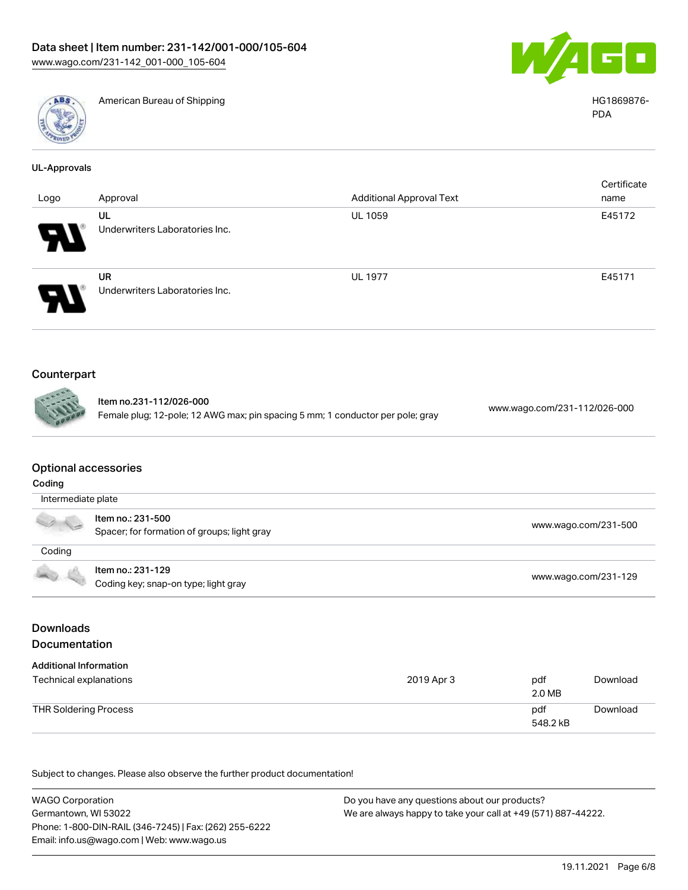| | | |
|---|---|---|
| | American Bureau of Shipping | HG1869876-PDA |

### UL-Approvals

| Logo | Approval | Additional Approval Text | Certificate name |
|---|---|---|---|
| | UL<br>Underwriters Laboratories Inc. | UL 1059 | E45172 |
| | UR<br>Underwriters Laboratories Inc. | UL 1977 | E45171 |

## Counterpart

| | | |
|---|---|---|
| | **Item no.231-112/026-000**<br>Female plug; 12-pole; 12 AWG max; pin spacing 5 mm; 1 conductor per pole; gray | www.wago.com/231-112/026-000 |

## Optional accessories

**Coding**

| | | |
|---|---|---|
| Intermediate plate | | |
| | **Item no.: 231-500**<br>Spacer; for formation of groups; light gray | www.wago.com/231-500 |
| Coding | | |
| | **Item no.: 231-129**<br>Coding key; snap-on type; light gray | www.wago.com/231-129 |

## Downloads

## Documentation

**Additional Information**

| | | | |
|---|---|---|---|
| Technical explanations | 2019 Apr 3 | pdf<br>2.0 MB | Download |
| THR Soldering Process | | pdf<br>548.2 kB | Download |

Subject to changes. Please also observe the further product documentation!

WAGO Corporation
Germantown, WI 53022
Phone: 1-800-DIN-RAIL (346-7245) | Fax: (262) 255-6222
Email: info.us@wago.com | Web: www.wago.us

Do you have any questions about our products?
We are always happy to take your call at +49 (571) 887-44222.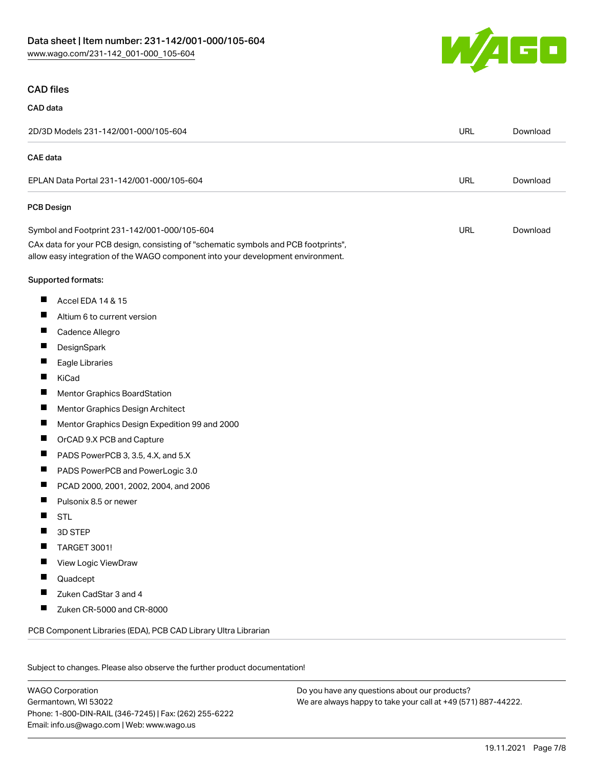## CAD files

### CAD data

| | | |
|---|---|---|
| 2D/3D Models 231-142/001-000/105-604 | URL | Download |

### CAE data

| | | |
|---|---|---|
| EPLAN Data Portal 231-142/001-000/105-604 | URL | Download |

### PCB Design

| | | |
|---|---|---|
| Symbol and Footprint 231-142/001-000/105-604 | URL | Download |

CAx data for your PCB design, consisting of "schematic symbols and PCB footprints", allow easy integration of the WAGO component into your development environment.

Supported formats:

- Accel EDA 14 & 15
- Altium 6 to current version
- Cadence Allegro
- DesignSpark
- Eagle Libraries
- KiCad
- Mentor Graphics BoardStation
- Mentor Graphics Design Architect
- Mentor Graphics Design Expedition 99 and 2000
- OrCAD 9.X PCB and Capture
- PADS PowerPCB 3, 3.5, 4.X, and 5.X
- PADS PowerPCB and PowerLogic 3.0
- PCAD 2000, 2001, 2002, 2004, and 2006
- Pulsonix 8.5 or newer
- STL
- 3D STEP
- TARGET 3001!
- View Logic ViewDraw
- Quadcept
- Zuken CadStar 3 and 4
- Zuken CR-5000 and CR-8000

PCB Component Libraries (EDA), PCB CAD Library Ultra Librarian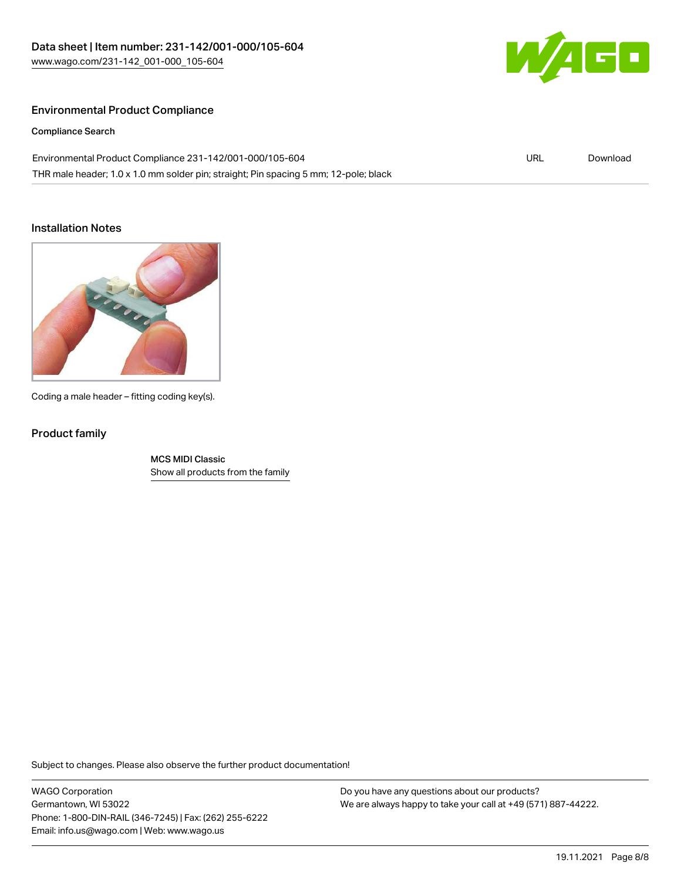## Environmental Product Compliance

### Compliance Search

| | | |
|---|---|---|
| Environmental Product Compliance 231-142/001-000/105-604<br>THR male header; 1.0 x 1.0 mm solder pin; straight; Pin spacing 5 mm; 12-pole; black | URL | Download |

## Installation Notes

Coding a male header – fitting coding key(s).

## Product family

MCS MIDI Classic
Show all products from the family

Subject to changes. Please also observe the further product documentation!

WAGO Corporation
Germantown, WI 53022
Phone: 1-800-DIN-RAIL (346-7245) | Fax: (262) 255-6222
Email: info.us@wago.com | Web: www.wago.us

Do you have any questions about our products?
We are always happy to take your call at +49 (571) 887-44222.